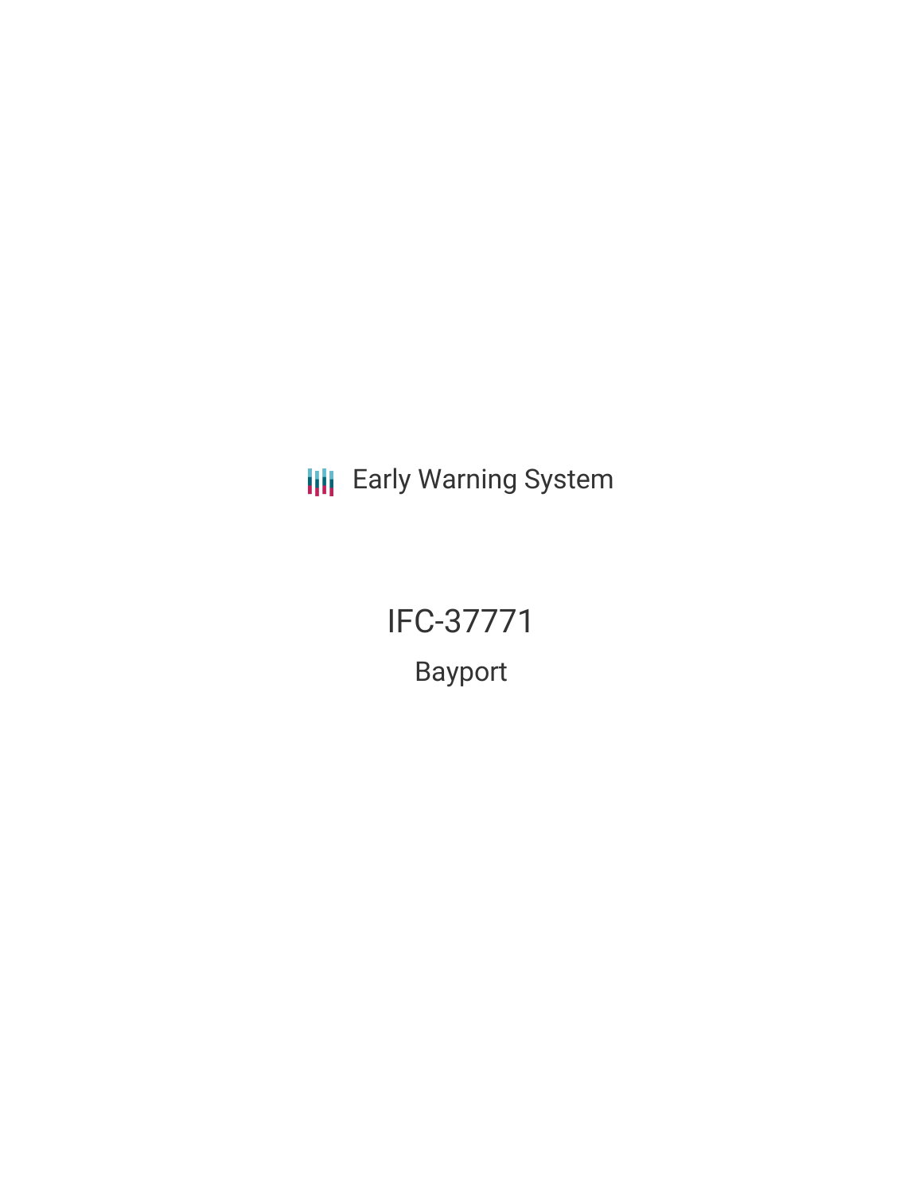Early Warning System

# IFC-37771

## Bayport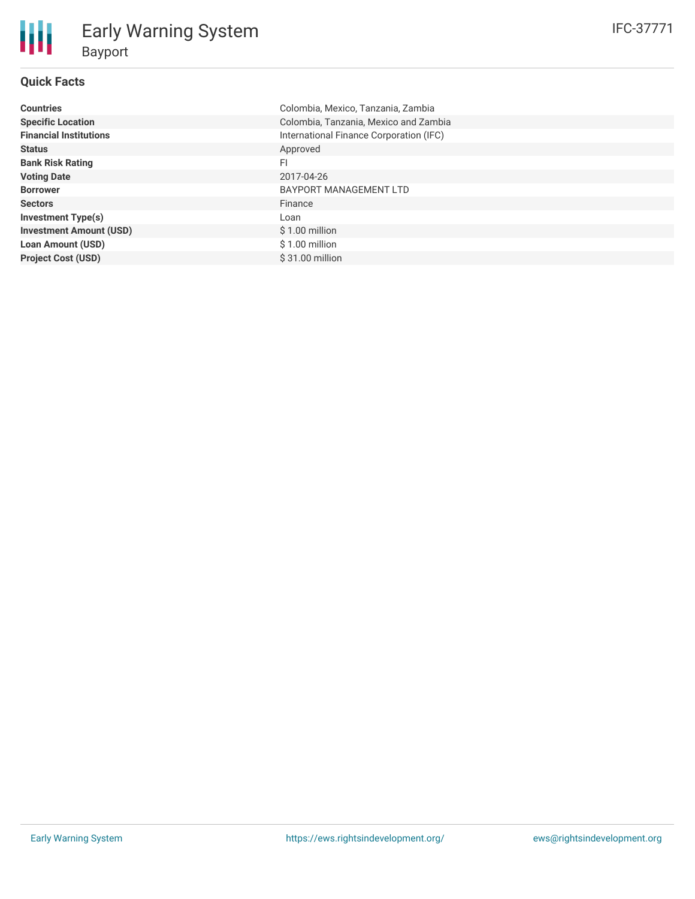# Early Warning System

## Bayport

IFC-37771

### Quick Facts

| | |
|---|---|
| **Countries** | Colombia, Mexico, Tanzania, Zambia |
| **Specific Location** | Colombia, Tanzania, Mexico and Zambia |
| **Financial Institutions** | International Finance Corporation (IFC) |
| **Status** | Approved |
| **Bank Risk Rating** | FI |
| **Voting Date** | 2017-04-26 |
| **Borrower** | BAYPORT MANAGEMENT LTD |
| **Sectors** | Finance |
| **Investment Type(s)** | Loan |
| **Investment Amount (USD)** | $ 1.00 million |
| **Loan Amount (USD)** | $ 1.00 million |
| **Project Cost (USD)** | $ 31.00 million |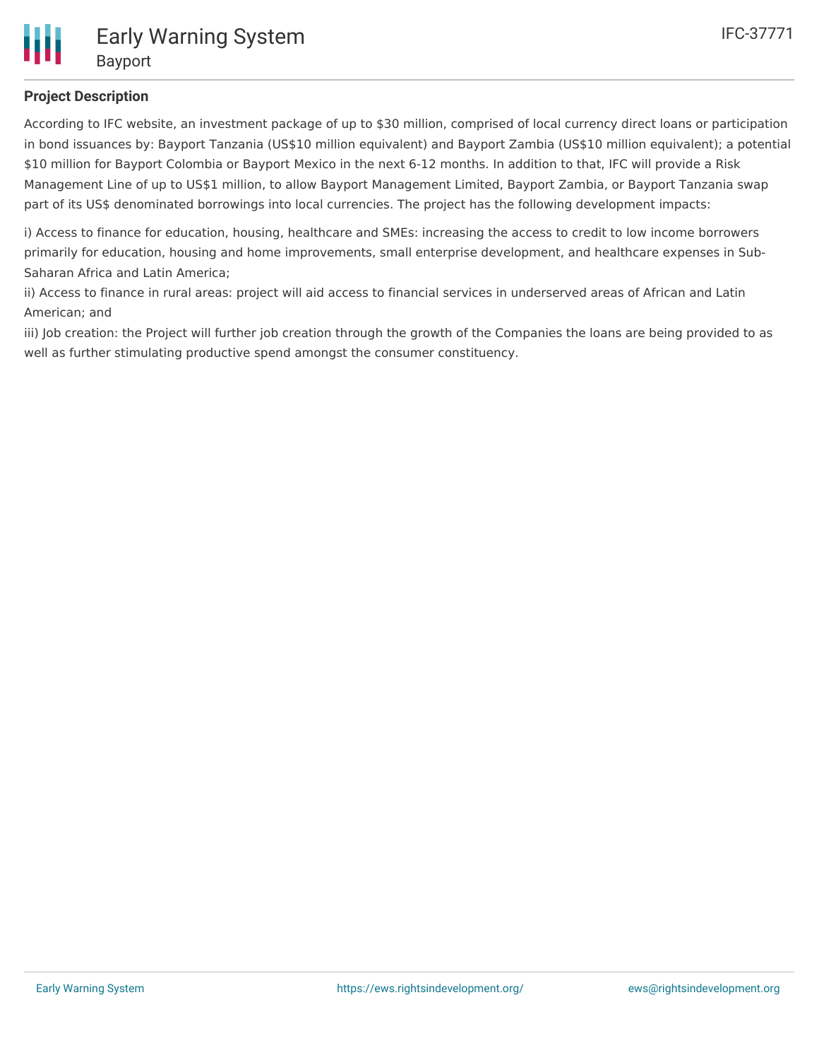## Project Description

According to IFC website, an investment package of up to $30 million, comprised of local currency direct loans or participation in bond issuances by: Bayport Tanzania (US$10 million equivalent) and Bayport Zambia (US$10 million equivalent); a potential $10 million for Bayport Colombia or Bayport Mexico in the next 6-12 months. In addition to that, IFC will provide a Risk Management Line of up to US$1 million, to allow Bayport Management Limited, Bayport Zambia, or Bayport Tanzania swap part of its US$ denominated borrowings into local currencies. The project has the following development impacts:

i) Access to finance for education, housing, healthcare and SMEs: increasing the access to credit to low income borrowers primarily for education, housing and home improvements, small enterprise development, and healthcare expenses in Sub-Saharan Africa and Latin America;
ii) Access to finance in rural areas: project will aid access to financial services in underserved areas of African and Latin American; and
iii) Job creation: the Project will further job creation through the growth of the Companies the loans are being provided to as well as further stimulating productive spend amongst the consumer constituency.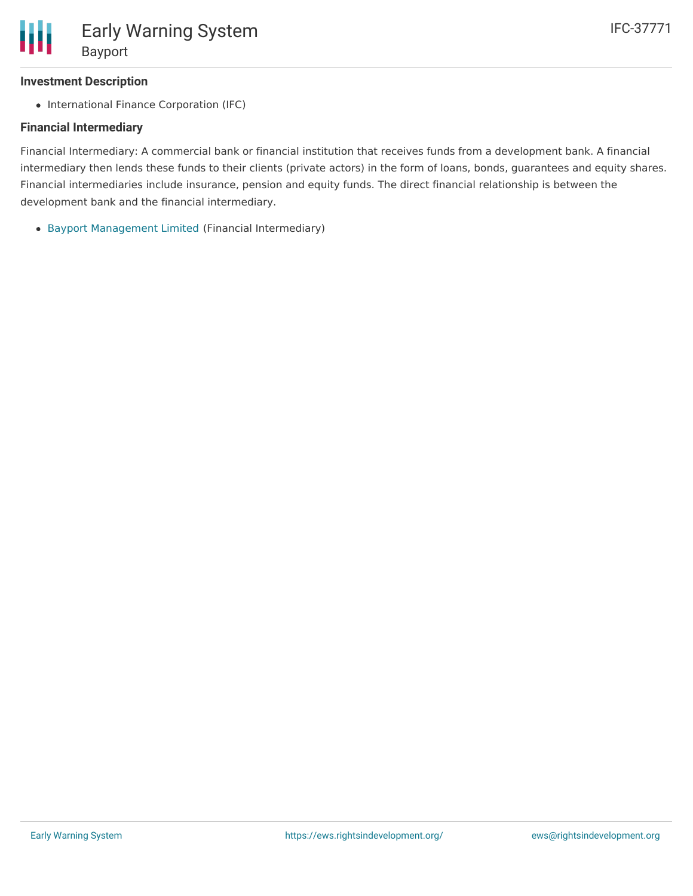### Investment Description

- International Finance Corporation (IFC)

### Financial Intermediary

Financial Intermediary: A commercial bank or financial institution that receives funds from a development bank. A financial intermediary then lends these funds to their clients (private actors) in the form of loans, bonds, guarantees and equity shares. Financial intermediaries include insurance, pension and equity funds. The direct financial relationship is between the development bank and the financial intermediary.

- Bayport Management Limited (Financial Intermediary)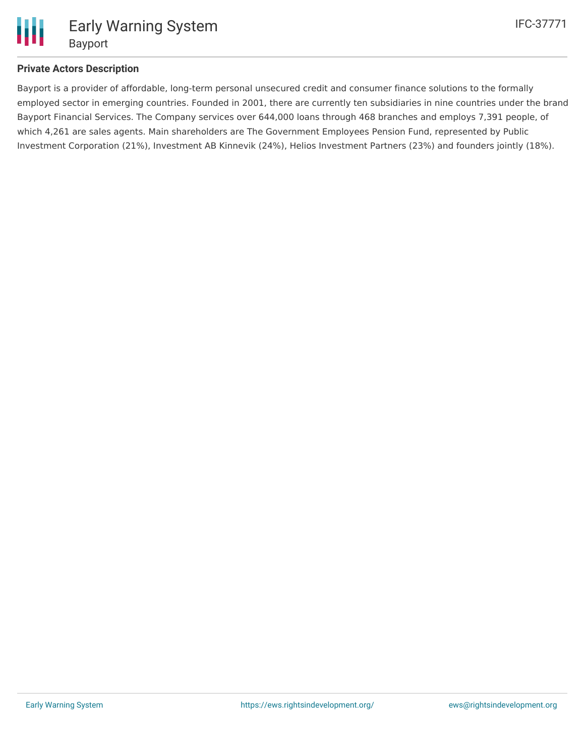**Private Actors Description**

Bayport is a provider of affordable, long-term personal unsecured credit and consumer finance solutions to the formally employed sector in emerging countries. Founded in 2001, there are currently ten subsidiaries in nine countries under the brand Bayport Financial Services. The Company services over 644,000 loans through 468 branches and employs 7,391 people, of which 4,261 are sales agents. Main shareholders are The Government Employees Pension Fund, represented by Public Investment Corporation (21%), Investment AB Kinnevik (24%), Helios Investment Partners (23%) and founders jointly (18%).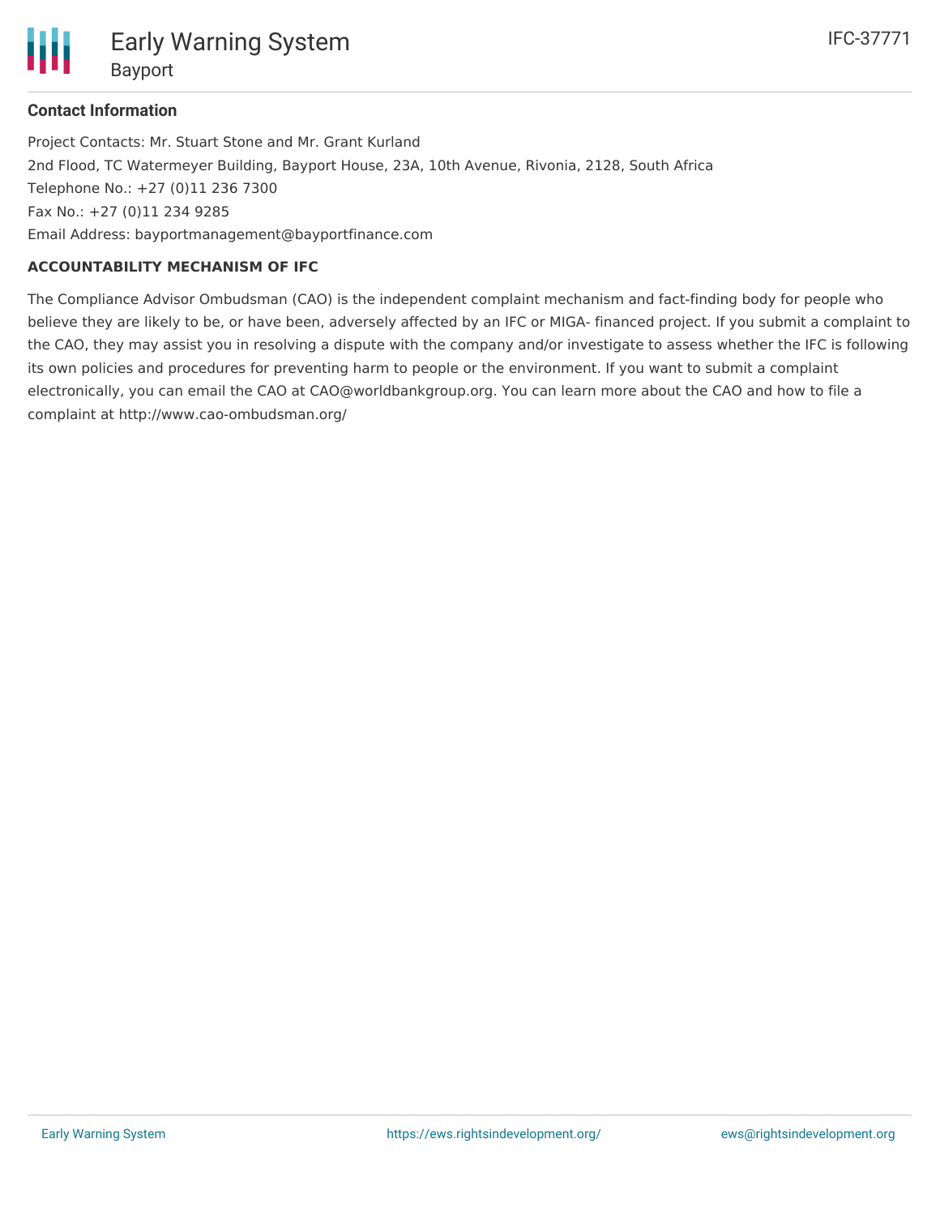### Contact Information

Project Contacts: Mr. Stuart Stone and Mr. Grant Kurland

2nd Flood, TC Watermeyer Building, Bayport House, 23A, 10th Avenue, Rivonia, 2128, South Africa

Telephone No.: +27 (0)11 236 7300

Fax No.: +27 (0)11 234 9285

Email Address: bayportmanagement@bayportfinance.com

#### ACCOUNTABILITY MECHANISM OF IFC

The Compliance Advisor Ombudsman (CAO) is the independent complaint mechanism and fact-finding body for people who believe they are likely to be, or have been, adversely affected by an IFC or MIGA- financed project. If you submit a complaint to the CAO, they may assist you in resolving a dispute with the company and/or investigate to assess whether the IFC is following its own policies and procedures for preventing harm to people or the environment. If you want to submit a complaint electronically, you can email the CAO at CAO@worldbankgroup.org. You can learn more about the CAO and how to file a complaint at http://www.cao-ombudsman.org/